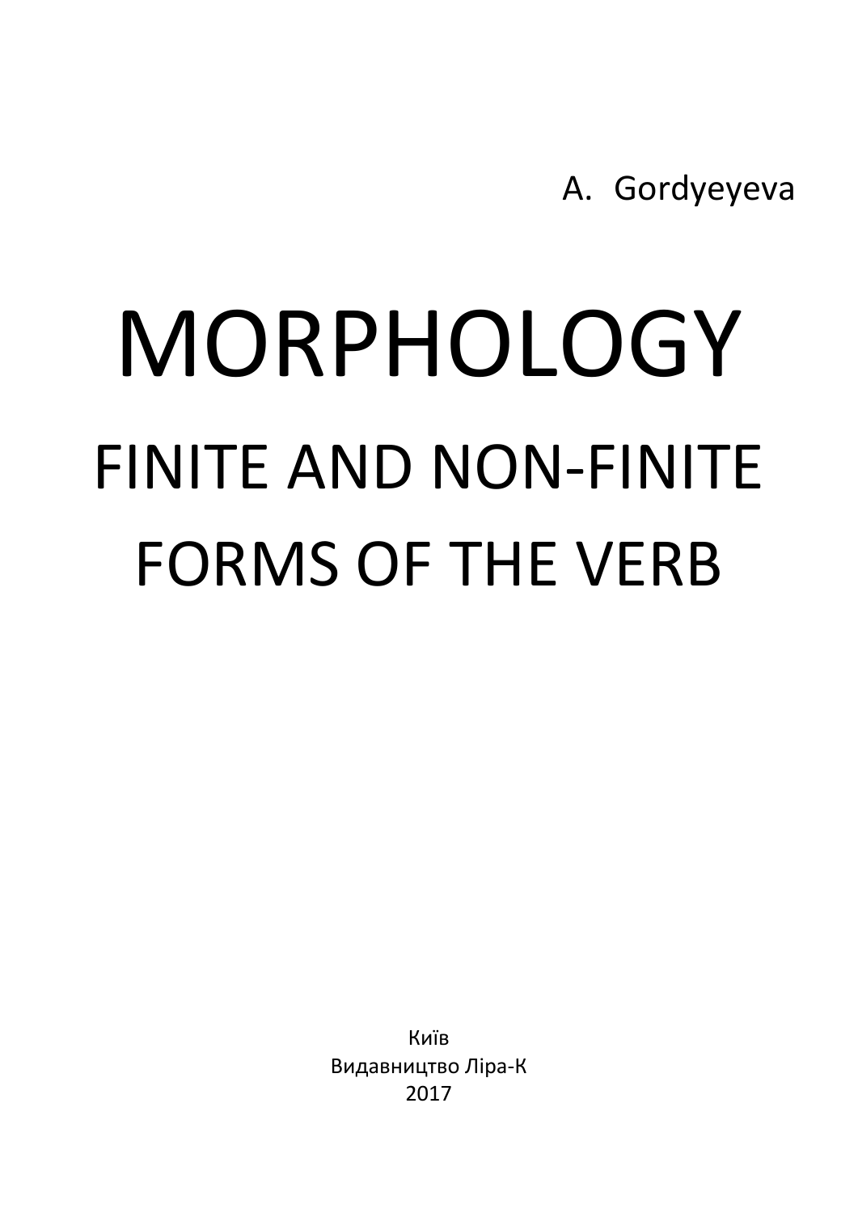A. Gordyeyeva

# MORPHOLOGY

## FINITE AND NON-FINITE FORMS OF THE VERB

Київ
Видавництво Ліра-К
2017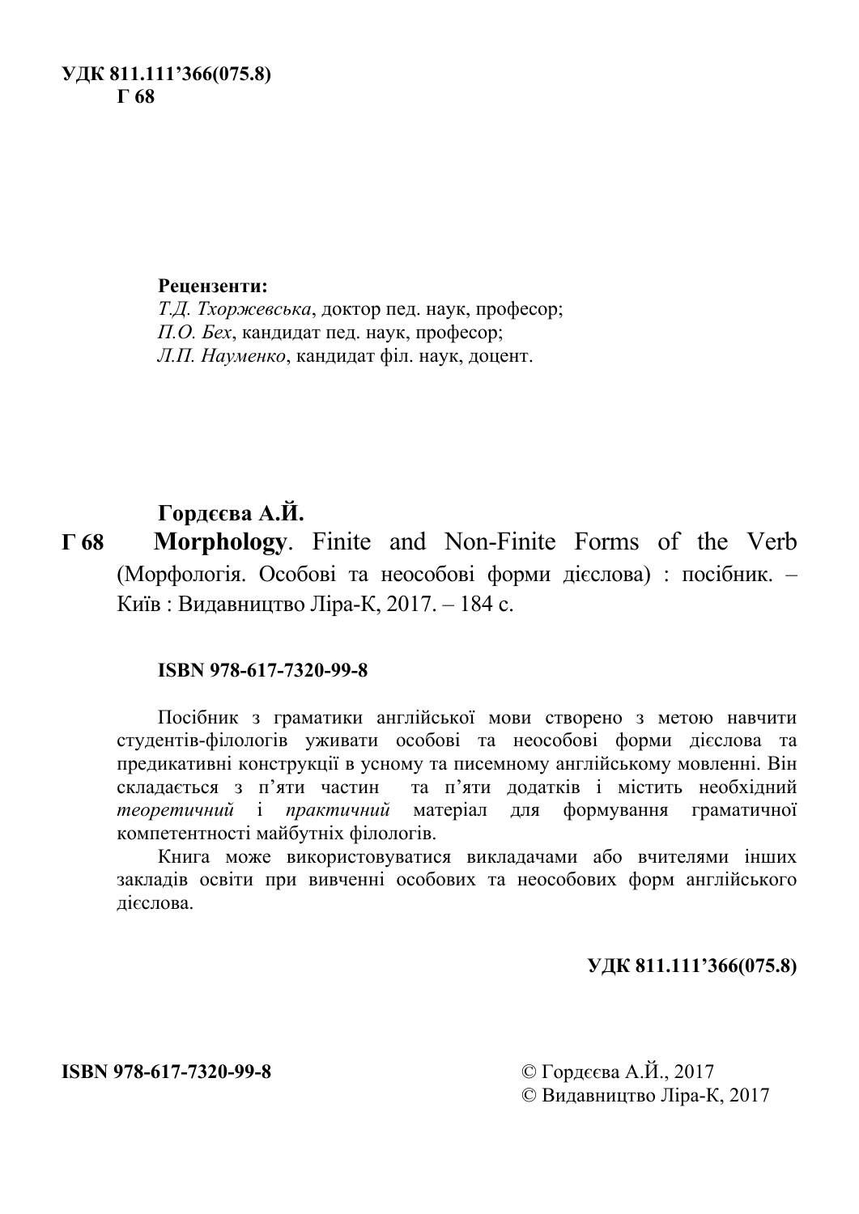**УДК 811.111’366(075.8)**
**Г 68**

**Рецензенти:**
*Т.Д. Тхоржевська*, доктор пед. наук, професор;
*П.О. Бех*, кандидат пед. наук, професор;
*Л.П. Науменко*, кандидат філ. наук, доцент.

**Гордєєва А.Й.**

**Г 68** **Morphology**. Finite and Non-Finite Forms of the Verb (Морфологія. Особові та неособові форми дієслова) : посібник. – Київ : Видавництво Ліра-К, 2017. – 184 с.

**ISBN 978-617-7320-99-8**

Посібник з граматики англійської мови створено з метою навчити студентів-філологів уживати особові та неособові форми дієслова та предикативні конструкції в усному та писемному англійському мовленні. Він складається з п’яти частин та п’яти додатків і містить необхідний *теоретичний* і *практичний* матеріал для формування граматичної компетентності майбутніх філологів.

Книга може використовуватися викладачами або вчителями інших закладів освіти при вивченні особових та неособових форм англійського дієслова.

**УДК 811.111’366(075.8)**

**ISBN 978-617-7320-99-8**

© Гордєєва А.Й., 2017
© Видавництво Ліра-К, 2017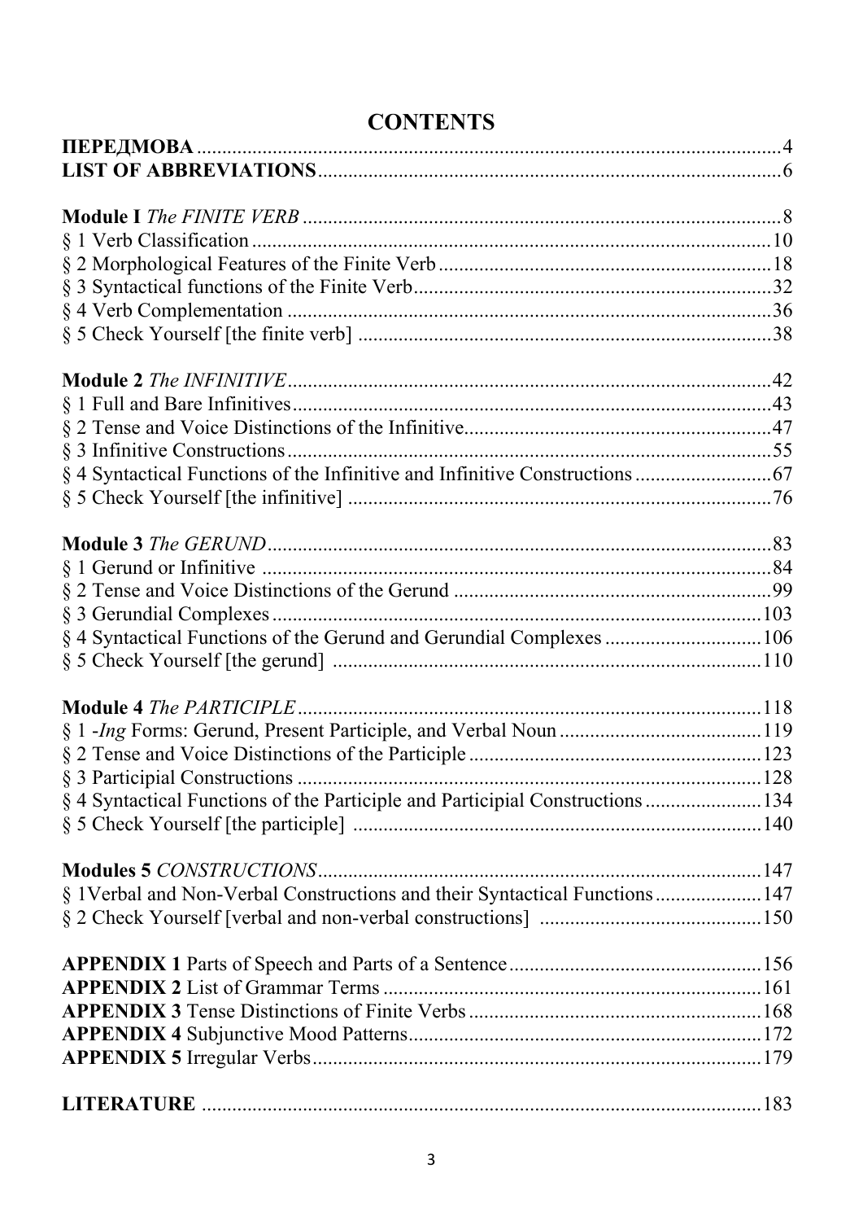# CONTENTS

**ПЕРЕДМОВА** ........ 4
**LIST OF ABBREVIATIONS** ........ 6

**Module I** *The FINITE VERB* ........ 8
§ 1 Verb Classification ........ 10
§ 2 Morphological Features of the Finite Verb ........ 18
§ 3 Syntactical functions of the Finite Verb ........ 32
§ 4 Verb Complementation ........ 36
§ 5 Check Yourself [the finite verb] ........ 38

**Module 2** *The INFINITIVE* ........ 42
§ 1 Full and Bare Infinitives ........ 43
§ 2 Tense and Voice Distinctions of the Infinitive ........ 47
§ 3 Infinitive Constructions ........ 55
§ 4 Syntactical Functions of the Infinitive and Infinitive Constructions ........ 67
§ 5 Check Yourself [the infinitive] ........ 76

**Module 3** *The GERUND* ........ 83
§ 1 Gerund or Infinitive ........ 84
§ 2 Tense and Voice Distinctions of the Gerund ........ 99
§ 3 Gerundial Complexes ........ 103
§ 4 Syntactical Functions of the Gerund and Gerundial Complexes ........ 106
§ 5 Check Yourself [the gerund] ........ 110

**Module 4** *The PARTICIPLE* ........ 118
§ 1 *-Ing* Forms: Gerund, Present Participle, and Verbal Noun ........ 119
§ 2 Tense and Voice Distinctions of the Participle ........ 123
§ 3 Participial Constructions ........ 128
§ 4 Syntactical Functions of the Participle and Participial Constructions ........ 134
§ 5 Check Yourself [the participle] ........ 140

**Modules 5** *CONSTRUCTIONS* ........ 147
§ 1Verbal and Non-Verbal Constructions and their Syntactical Functions ........ 147
§ 2 Check Yourself [verbal and non-verbal constructions] ........ 150

**APPENDIX 1** Parts of Speech and Parts of a Sentence ........ 156
**APPENDIX 2** List of Grammar Terms ........ 161
**APPENDIX 3** Tense Distinctions of Finite Verbs ........ 168
**APPENDIX 4** Subjunctive Mood Patterns ........ 172
**APPENDIX 5** Irregular Verbs ........ 179

**LITERATURE** ........ 183